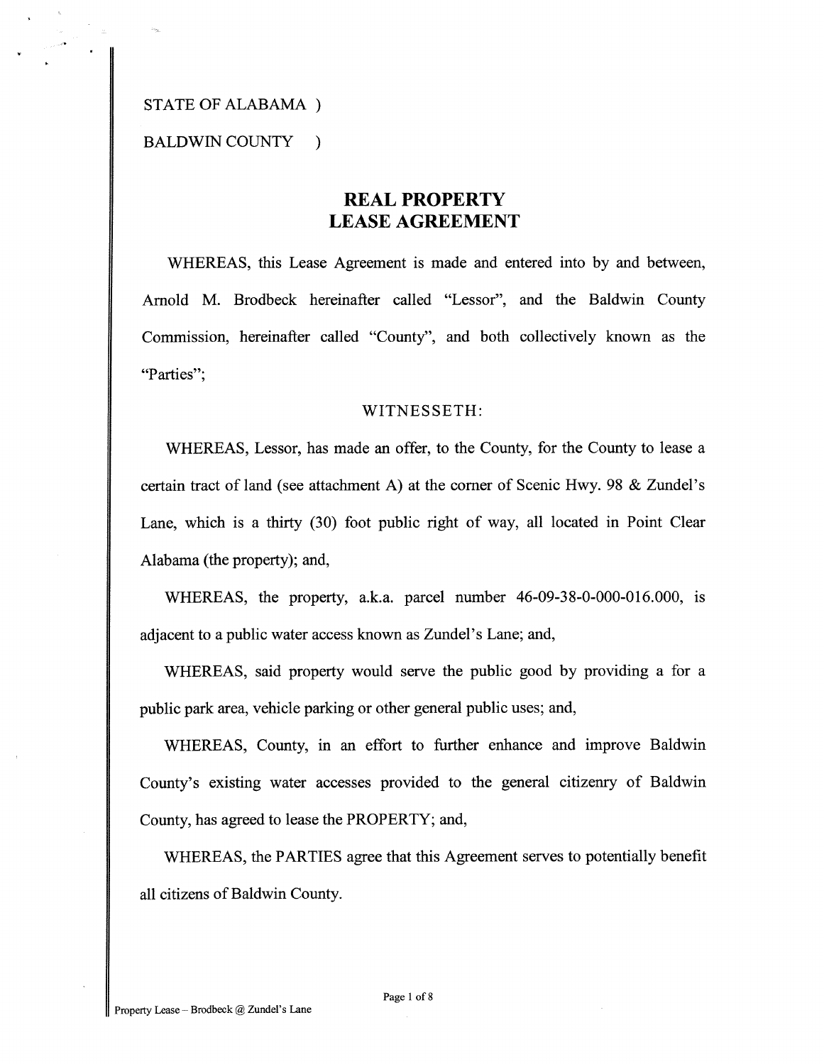STATE OF ALABAMA )

BALDWIN COUNTY )

# REAL PROPERTY LEASE AGREEMENT

WHEREAS, this Lease Agreement is made and entered into by and between, Arnold M. Brodbeck hereinafter called "Lessor", and the Baldwin County Commission, hereinafter called "County", and both collectively known as the "Parties";

WITNESSETH:

WHEREAS, Lessor, has made an offer, to the County, for the County to lease a certain tract of land (see attachment A) at the corner of Scenic Hwy. 98 & Zundel's Lane, which is a thirty (30) foot public right of way, all located in Point Clear Alabama (the property); and,

WHEREAS, the property, a.k.a. parcel number 46-09-38-0-000-016.000, is adjacent to a public water access known as Zundel's Lane; and,

WHEREAS, said property would serve the public good by providing a for a public park area, vehicle parking or other general public uses; and,

WHEREAS, County, in an effort to further enhance and improve Baldwin County's existing water accesses provided to the general citizenry of Baldwin County, has agreed to lease the PROPERTY; and,

WHEREAS, the PARTIES agree that this Agreement serves to potentially benefit all citizens of Baldwin County.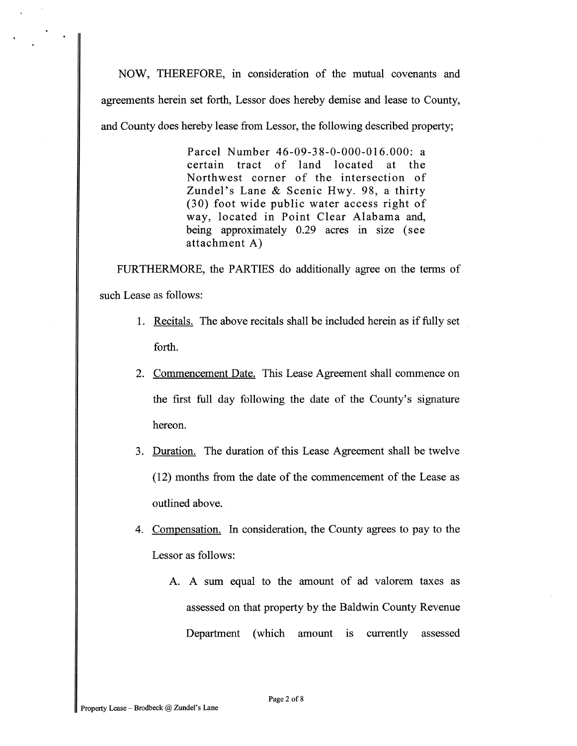NOW, THEREFORE, in consideration of the mutual covenants and agreements herein set forth, Lessor does hereby demise and lease to County, and County does hereby lease from Lessor, the following described property;

> Parcel Number 46-09-38-0-000-016.000: a certain tract of land located at the Northwest corner of the intersection of Zundel's Lane & Scenic Hwy. 98, a thirty (30) foot wide public water access right of way, located in Point Clear Alabama and, being approximately 0.29 acres in size (see attachment A)

FURTHERMORE, the PARTIES do additionally agree on the terms of such Lease as follows:

1. Recitals. The above recitals shall be included herein as if fully set forth.
2. Commencement Date. This Lease Agreement shall commence on the first full day following the date of the County's signature hereon.
3. Duration. The duration of this Lease Agreement shall be twelve (12) months from the date of the commencement of the Lease as outlined above.
4. Compensation. In consideration, the County agrees to pay to the Lessor as follows:
   A. A sum equal to the amount of ad valorem taxes as assessed on that property by the Baldwin County Revenue Department (which amount is currently assessed

Property Lease – Brodbeck @ Zundel's Lane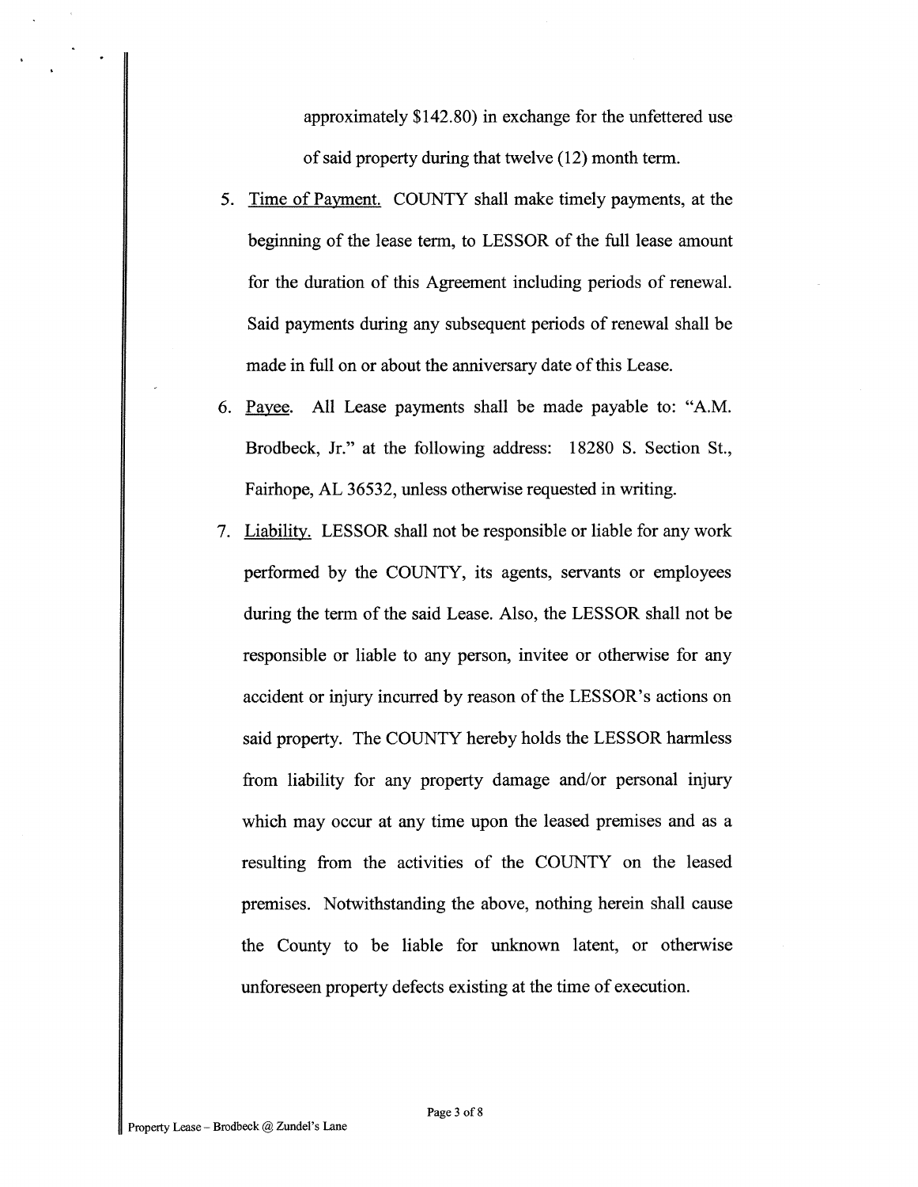approximately $142.80) in exchange for the unfettered use of said property during that twelve (12) month term.

5. <u>Time of Payment.</u> COUNTY shall make timely payments, at the beginning of the lease term, to LESSOR of the full lease amount for the duration of this Agreement including periods of renewal. Said payments during any subsequent periods of renewal shall be made in full on or about the anniversary date of this Lease.

6. <u>Payee.</u> All Lease payments shall be made payable to: "A.M. Brodbeck, Jr." at the following address: 18280 S. Section St., Fairhope, AL 36532, unless otherwise requested in writing.

7. <u>Liability.</u> LESSOR shall not be responsible or liable for any work performed by the COUNTY, its agents, servants or employees during the term of the said Lease. Also, the LESSOR shall not be responsible or liable to any person, invitee or otherwise for any accident or injury incurred by reason of the LESSOR's actions on said property. The COUNTY hereby holds the LESSOR harmless from liability for any property damage and/or personal injury which may occur at any time upon the leased premises and as a resulting from the activities of the COUNTY on the leased premises. Notwithstanding the above, nothing herein shall cause the County to be liable for unknown latent, or otherwise unforeseen property defects existing at the time of execution.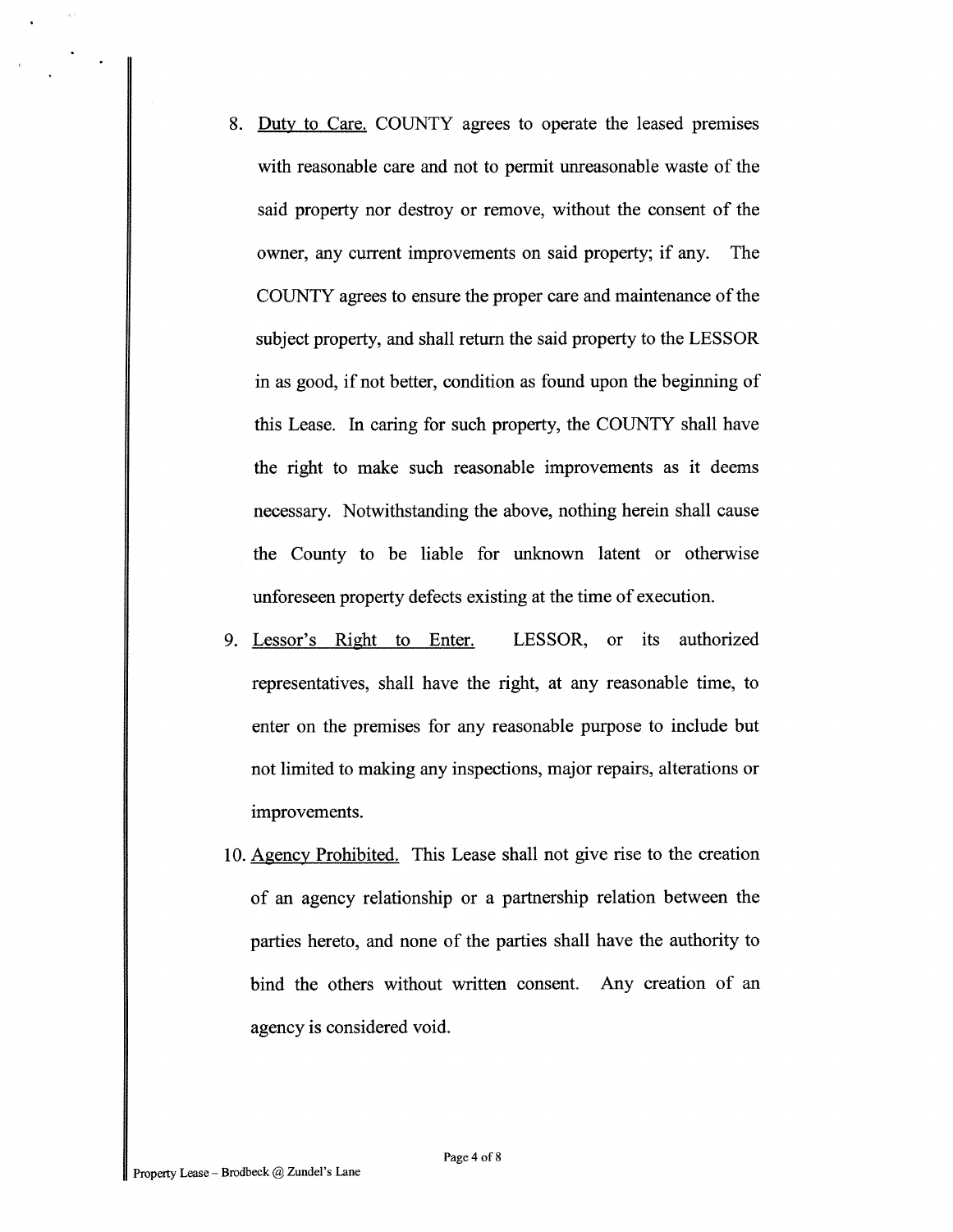8. <u>Duty to Care.</u> COUNTY agrees to operate the leased premises with reasonable care and not to permit unreasonable waste of the said property nor destroy or remove, without the consent of the owner, any current improvements on said property; if any. The COUNTY agrees to ensure the proper care and maintenance of the subject property, and shall return the said property to the LESSOR in as good, if not better, condition as found upon the beginning of this Lease. In caring for such property, the COUNTY shall have the right to make such reasonable improvements as it deems necessary. Notwithstanding the above, nothing herein shall cause the County to be liable for unknown latent or otherwise unforeseen property defects existing at the time of execution.

9. <u>Lessor's Right to Enter.</u> LESSOR, or its authorized representatives, shall have the right, at any reasonable time, to enter on the premises for any reasonable purpose to include but not limited to making any inspections, major repairs, alterations or improvements.

10. <u>Agency Prohibited.</u> This Lease shall not give rise to the creation of an agency relationship or a partnership relation between the parties hereto, and none of the parties shall have the authority to bind the others without written consent. Any creation of an agency is considered void.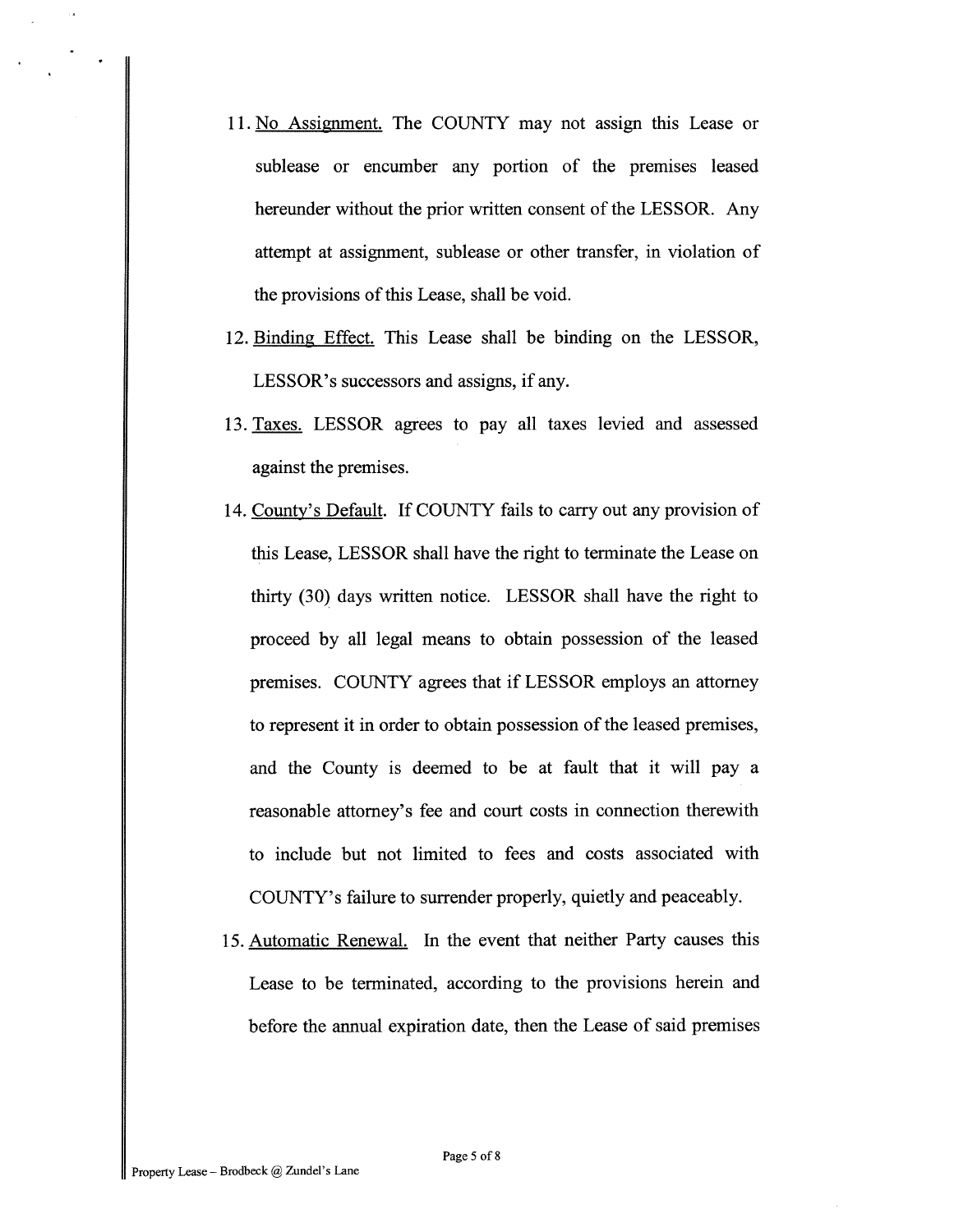11. <u>No Assignment.</u> The COUNTY may not assign this Lease or sublease or encumber any portion of the premises leased hereunder without the prior written consent of the LESSOR. Any attempt at assignment, sublease or other transfer, in violation of the provisions of this Lease, shall be void.

12. <u>Binding Effect.</u> This Lease shall be binding on the LESSOR, LESSOR's successors and assigns, if any.

13. <u>Taxes.</u> LESSOR agrees to pay all taxes levied and assessed against the premises.

14. <u>County's Default.</u> If COUNTY fails to carry out any provision of this Lease, LESSOR shall have the right to terminate the Lease on thirty (30) days written notice. LESSOR shall have the right to proceed by all legal means to obtain possession of the leased premises. COUNTY agrees that if LESSOR employs an attorney to represent it in order to obtain possession of the leased premises, and the County is deemed to be at fault that it will pay a reasonable attorney's fee and court costs in connection therewith to include but not limited to fees and costs associated with COUNTY's failure to surrender properly, quietly and peaceably.

15. <u>Automatic Renewal.</u> In the event that neither Party causes this Lease to be terminated, according to the provisions herein and before the annual expiration date, then the Lease of said premises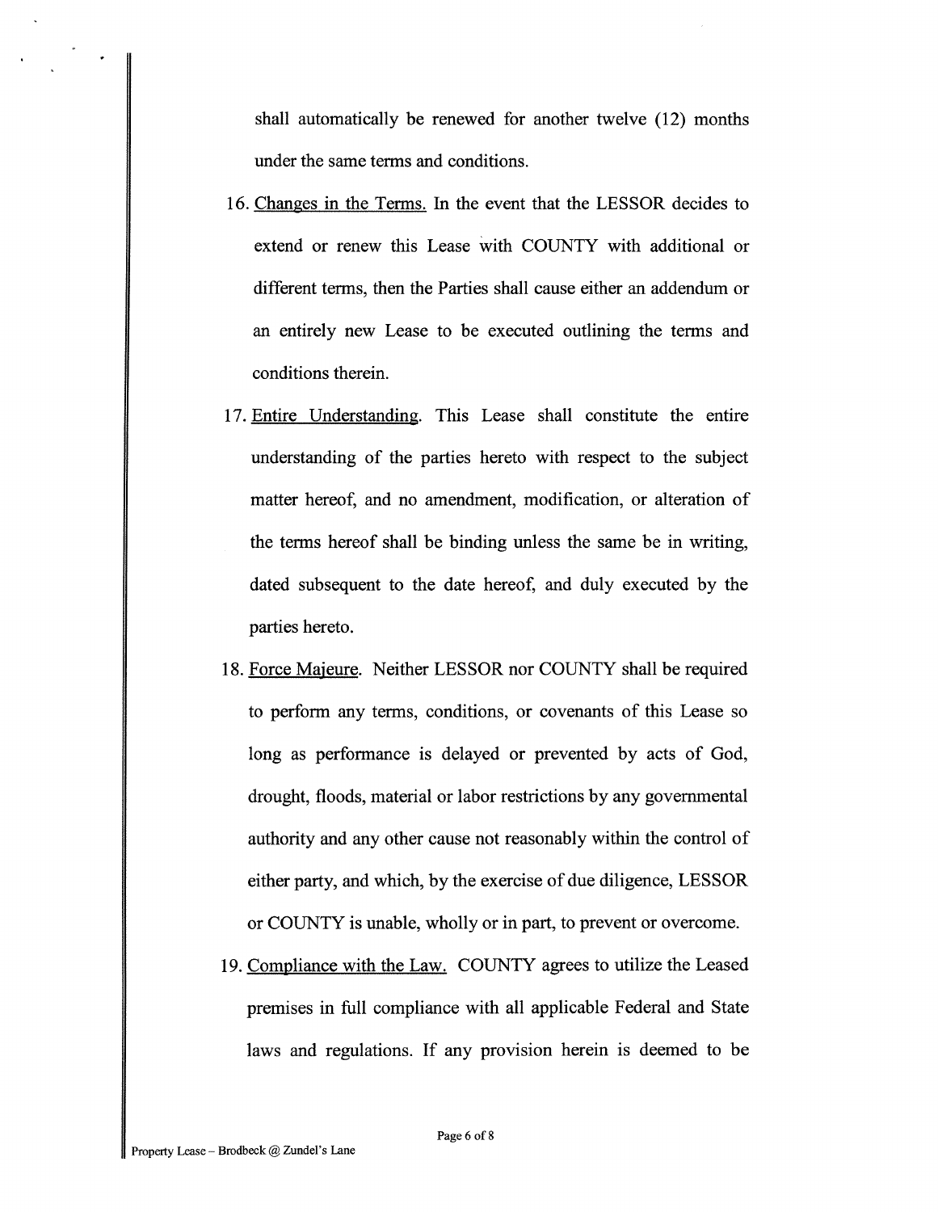shall automatically be renewed for another twelve (12) months under the same terms and conditions.

16. <u>Changes in the Terms.</u> In the event that the LESSOR decides to extend or renew this Lease with COUNTY with additional or different terms, then the Parties shall cause either an addendum or an entirely new Lease to be executed outlining the terms and conditions therein.

17. <u>Entire Understanding</u>. This Lease shall constitute the entire understanding of the parties hereto with respect to the subject matter hereof, and no amendment, modification, or alteration of the terms hereof shall be binding unless the same be in writing, dated subsequent to the date hereof, and duly executed by the parties hereto.

18. <u>Force Majeure</u>. Neither LESSOR nor COUNTY shall be required to perform any terms, conditions, or covenants of this Lease so long as performance is delayed or prevented by acts of God, drought, floods, material or labor restrictions by any governmental authority and any other cause not reasonably within the control of either party, and which, by the exercise of due diligence, LESSOR or COUNTY is unable, wholly or in part, to prevent or overcome.

19. <u>Compliance with the Law.</u> COUNTY agrees to utilize the Leased premises in full compliance with all applicable Federal and State laws and regulations. If any provision herein is deemed to be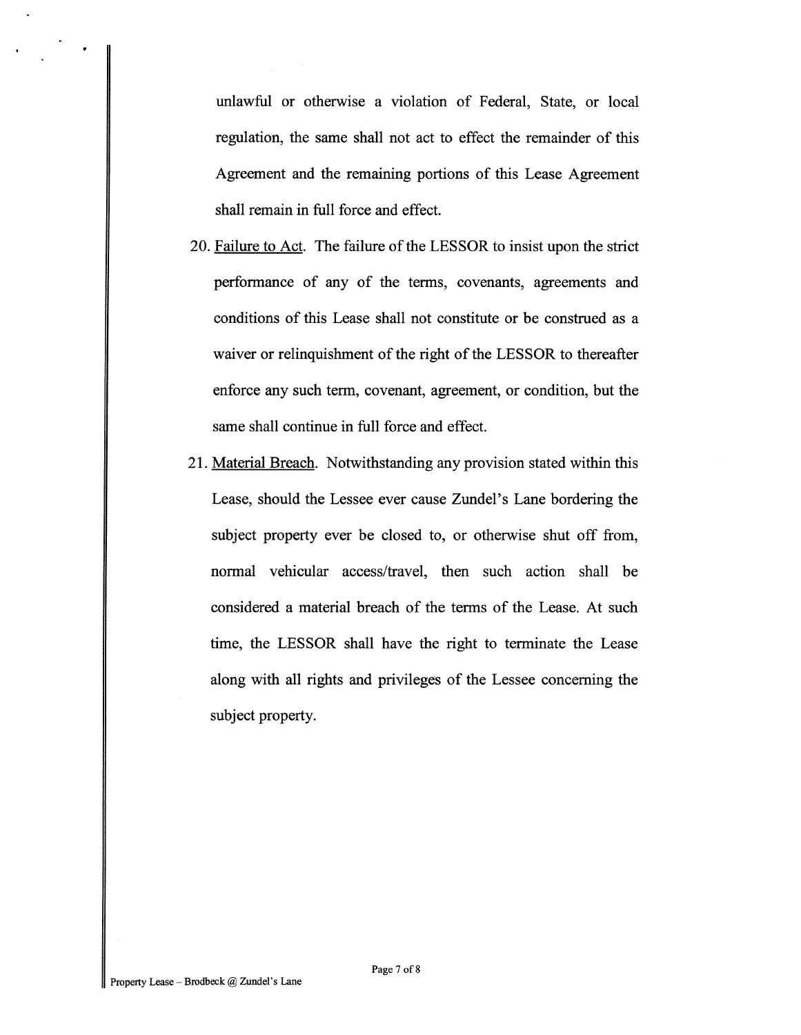unlawful or otherwise a violation of Federal, State, or local regulation, the same shall not act to effect the remainder of this Agreement and the remaining portions of this Lease Agreement shall remain in full force and effect.

20. <u>Failure to Act</u>. The failure of the LESSOR to insist upon the strict performance of any of the terms, covenants, agreements and conditions of this Lease shall not constitute or be construed as a waiver or relinquishment of the right of the LESSOR to thereafter enforce any such term, covenant, agreement, or condition, but the same shall continue in full force and effect.

21. <u>Material Breach</u>. Notwithstanding any provision stated within this Lease, should the Lessee ever cause Zundel's Lane bordering the subject property ever be closed to, or otherwise shut off from, normal vehicular access/travel, then such action shall be considered a material breach of the terms of the Lease. At such time, the LESSOR shall have the right to terminate the Lease along with all rights and privileges of the Lessee concerning the subject property.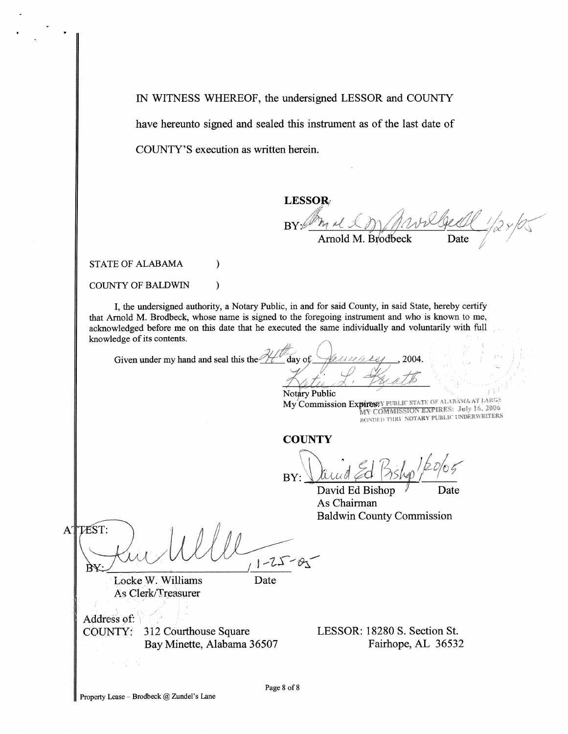IN WITNESS WHEREOF, the undersigned LESSOR and COUNTY have hereunto signed and sealed this instrument as of the last date of COUNTY'S execution as written herein.

**LESSOR**

BY: Arnold M. Brodbeck 1/24/05

Arnold M. Brodbeck Date

STATE OF ALABAMA )

COUNTY OF BALDWIN )

I, the undersigned authority, a Notary Public, in and for said County, in said State, hereby certify that Arnold M. Brodbeck, whose name is signed to the foregoing instrument and who is known to me, acknowledged before me on this date that he executed the same individually and voluntarily with full knowledge of its contents.

Given under my hand and seal this the 24th day of January, 2004.

Katie L. Keith

Notary Public

My Commission Expires: NOTARY PUBLIC STATE OF ALABAMA AT LARGE MY COMMISSION EXPIRES: July 16, 2006 BONDED THRU NOTARY PUBLIC UNDERWRITERS

**COUNTY**

BY: David Ed Bishop 1/20/05

David Ed Bishop Date

As Chairman

Baldwin County Commission

ATTEST:

BY: Locke W. Williams 1-25-05

Locke W. Williams Date

As Clerk/Treasurer

Address of:

COUNTY: 312 Courthouse Square
Bay Minette, Alabama 36507

LESSOR: 18280 S. Section St.
Fairhope, AL 36532

Property Lease – Brodbeck @ Zundel's Lane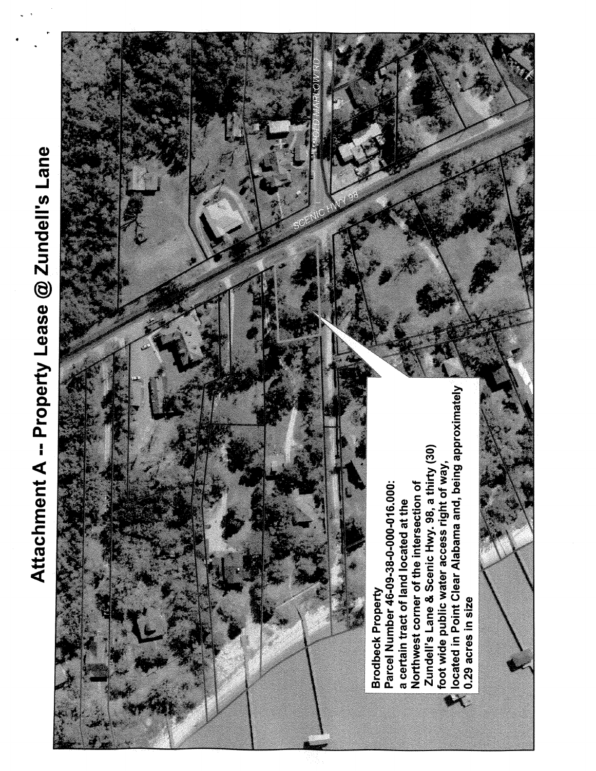# Attachment A -- Property Lease @ Zundell's Lane

SCENIC HWY 98

OLD MARLOW RD

**Brodbeck Property**
**Parcel Number 46-09-38-0-000-016.000:**
**a certain tract of land located at the Northwest corner of the intersection of Zundell's Lane & Scenic Hwy. 98, a thirty (30) foot wide public water access right of way, located in Point Clear Alabama and, being approximately 0.29 acres in size**